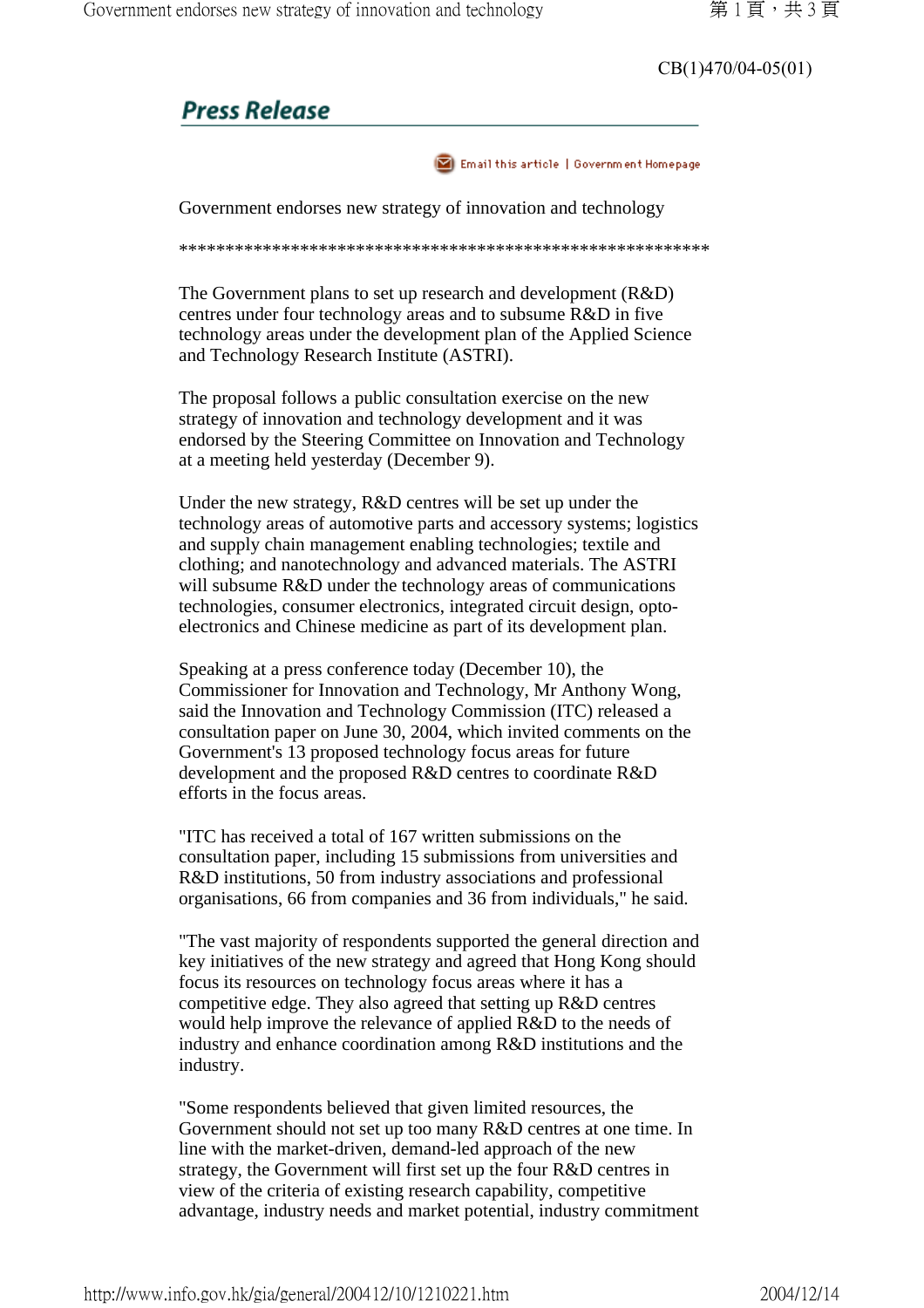CB(1)470/04-05(01)

# Press Release

Government endorses new strategy of innovation and technology

*********************************************************

The Government plans to set up research and development (R&D) centres under four technology areas and to subsume R&D in five technology areas under the development plan of the Applied Science and Technology Research Institute (ASTRI).

The proposal follows a public consultation exercise on the new strategy of innovation and technology development and it was endorsed by the Steering Committee on Innovation and Technology at a meeting held yesterday (December 9).

Under the new strategy, R&D centres will be set up under the technology areas of automotive parts and accessory systems; logistics and supply chain management enabling technologies; textile and clothing; and nanotechnology and advanced materials. The ASTRI will subsume R&D under the technology areas of communications technologies, consumer electronics, integrated circuit design, opto-electronics and Chinese medicine as part of its development plan.

Speaking at a press conference today (December 10), the Commissioner for Innovation and Technology, Mr Anthony Wong, said the Innovation and Technology Commission (ITC) released a consultation paper on June 30, 2004, which invited comments on the Government's 13 proposed technology focus areas for future development and the proposed R&D centres to coordinate R&D efforts in the focus areas.

"ITC has received a total of 167 written submissions on the consultation paper, including 15 submissions from universities and R&D institutions, 50 from industry associations and professional organisations, 66 from companies and 36 from individuals," he said.

"The vast majority of respondents supported the general direction and key initiatives of the new strategy and agreed that Hong Kong should focus its resources on technology focus areas where it has a competitive edge. They also agreed that setting up R&D centres would help improve the relevance of applied R&D to the needs of industry and enhance coordination among R&D institutions and the industry.

"Some respondents believed that given limited resources, the Government should not set up too many R&D centres at one time. In line with the market-driven, demand-led approach of the new strategy, the Government will first set up the four R&D centres in view of the criteria of existing research capability, competitive advantage, industry needs and market potential, industry commitment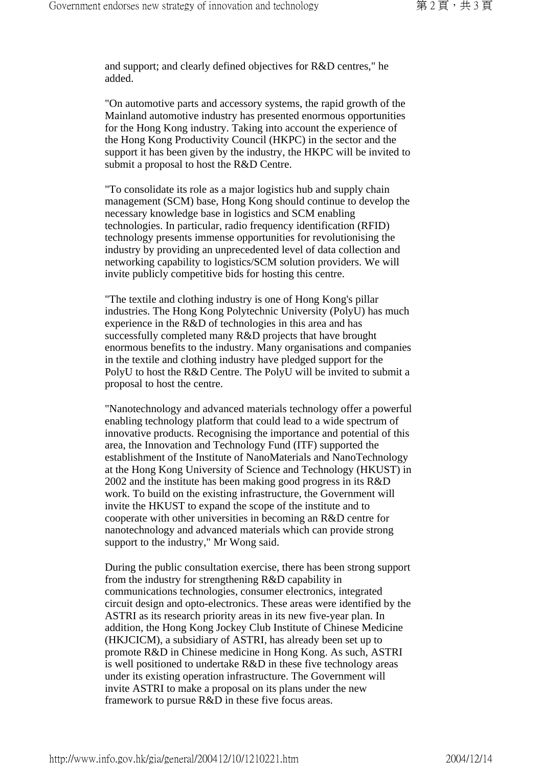and support; and clearly defined objectives for R&D centres," he added.

"On automotive parts and accessory systems, the rapid growth of the Mainland automotive industry has presented enormous opportunities for the Hong Kong industry. Taking into account the experience of the Hong Kong Productivity Council (HKPC) in the sector and the support it has been given by the industry, the HKPC will be invited to submit a proposal to host the R&D Centre.

"To consolidate its role as a major logistics hub and supply chain management (SCM) base, Hong Kong should continue to develop the necessary knowledge base in logistics and SCM enabling technologies. In particular, radio frequency identification (RFID) technology presents immense opportunities for revolutionising the industry by providing an unprecedented level of data collection and networking capability to logistics/SCM solution providers. We will invite publicly competitive bids for hosting this centre.

"The textile and clothing industry is one of Hong Kong's pillar industries. The Hong Kong Polytechnic University (PolyU) has much experience in the R&D of technologies in this area and has successfully completed many R&D projects that have brought enormous benefits to the industry. Many organisations and companies in the textile and clothing industry have pledged support for the PolyU to host the R&D Centre. The PolyU will be invited to submit a proposal to host the centre.

"Nanotechnology and advanced materials technology offer a powerful enabling technology platform that could lead to a wide spectrum of innovative products. Recognising the importance and potential of this area, the Innovation and Technology Fund (ITF) supported the establishment of the Institute of NanoMaterials and NanoTechnology at the Hong Kong University of Science and Technology (HKUST) in 2002 and the institute has been making good progress in its R&D work. To build on the existing infrastructure, the Government will invite the HKUST to expand the scope of the institute and to cooperate with other universities in becoming an R&D centre for nanotechnology and advanced materials which can provide strong support to the industry," Mr Wong said.

During the public consultation exercise, there has been strong support from the industry for strengthening R&D capability in communications technologies, consumer electronics, integrated circuit design and opto-electronics. These areas were identified by the ASTRI as its research priority areas in its new five-year plan. In addition, the Hong Kong Jockey Club Institute of Chinese Medicine (HKJCICM), a subsidiary of ASTRI, has already been set up to promote R&D in Chinese medicine in Hong Kong. As such, ASTRI is well positioned to undertake R&D in these five technology areas under its existing operation infrastructure. The Government will invite ASTRI to make a proposal on its plans under the new framework to pursue R&D in these five focus areas.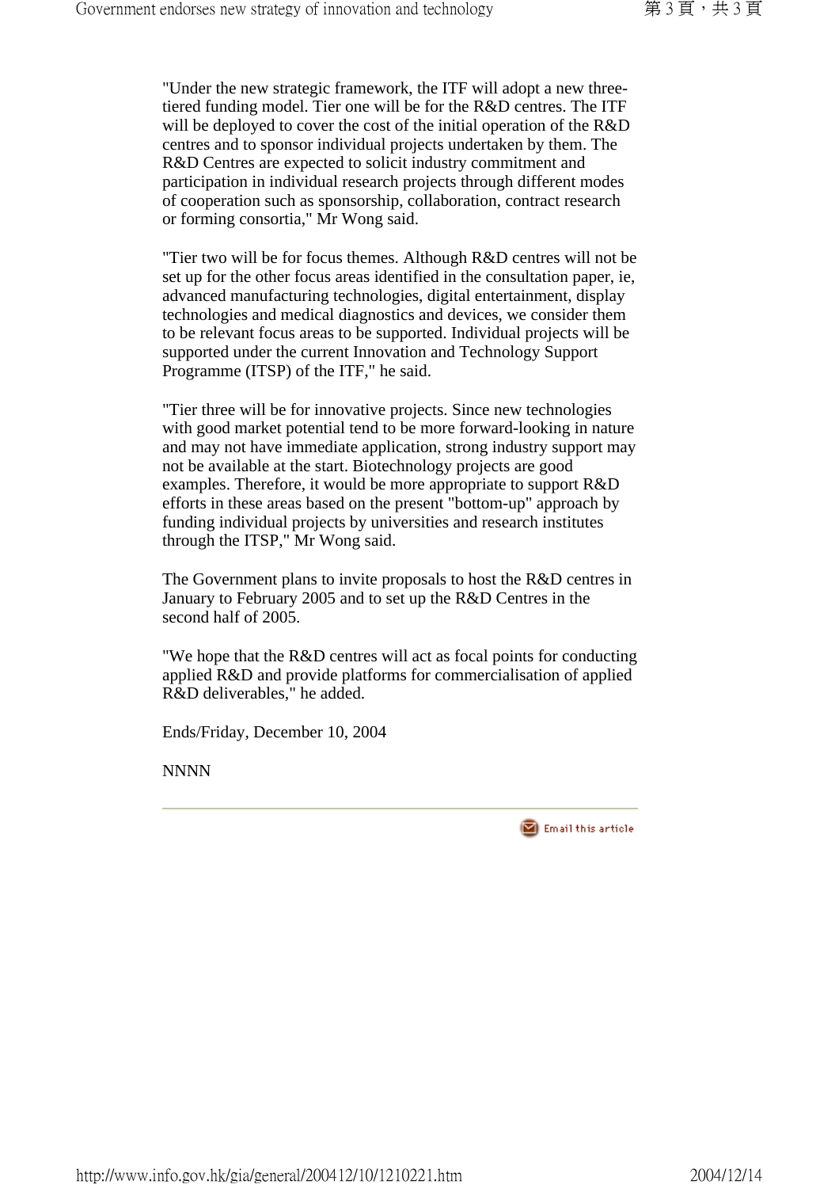"Under the new strategic framework, the ITF will adopt a new three-tiered funding model. Tier one will be for the R&D centres. The ITF will be deployed to cover the cost of the initial operation of the R&D centres and to sponsor individual projects undertaken by them. The R&D Centres are expected to solicit industry commitment and participation in individual research projects through different modes of cooperation such as sponsorship, collaboration, contract research or forming consortia," Mr Wong said.

"Tier two will be for focus themes. Although R&D centres will not be set up for the other focus areas identified in the consultation paper, ie, advanced manufacturing technologies, digital entertainment, display technologies and medical diagnostics and devices, we consider them to be relevant focus areas to be supported. Individual projects will be supported under the current Innovation and Technology Support Programme (ITSP) of the ITF," he said.

"Tier three will be for innovative projects. Since new technologies with good market potential tend to be more forward-looking in nature and may not have immediate application, strong industry support may not be available at the start. Biotechnology projects are good examples. Therefore, it would be more appropriate to support R&D efforts in these areas based on the present "bottom-up" approach by funding individual projects by universities and research institutes through the ITSP," Mr Wong said.

The Government plans to invite proposals to host the R&D centres in January to February 2005 and to set up the R&D Centres in the second half of 2005.

"We hope that the R&D centres will act as focal points for conducting applied R&D and provide platforms for commercialisation of applied R&D deliverables," he added.

Ends/Friday, December 10, 2004

NNNN

Email this article